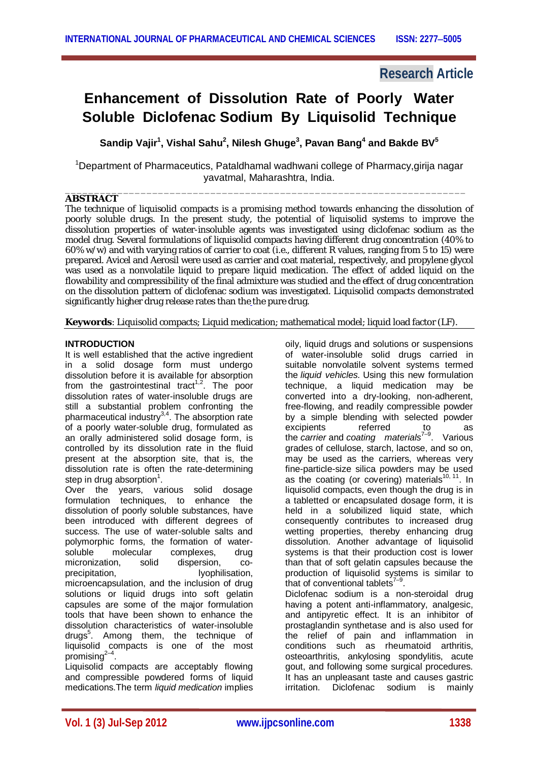Research Article

# Enhancement of Dissolution Rate of Poorly Water Soluble Diclofenac Sodium By Liquisolid Technique

**Sandip Vajir[1], Vishal Sahu[2], Nilesh Ghuge[3], Pavan Bang[4] and Bakde BV[5]**

[1]Department of Pharmaceutics, Pataldhamal wadhwani college of Pharmacy,girija nagar yavatmal, Maharashtra, India.

## ABSTRACT

The technique of liquisolid compacts is a promising method towards enhancing the dissolution of poorly soluble drugs. In the present study, the potential of liquisolid systems to improve the dissolution properties of water-insoluble agents was investigated using diclofenac sodium as the model drug. Several formulations of liquisolid compacts having different drug concentration (40% to 60% w/w) and with varying ratios of carrier to coat (i.e., different R values, ranging from 5 to 15) were prepared. Avicel and Aerosil were used as carrier and coat material, respectively, and propylene glycol was used as a nonvolatile liquid to prepare liquid medication. The effect of added liquid on the flowability and compressibility of the final admixture was studied and the effect of drug concentration on the dissolution pattern of diclofenac sodium was investigated. Liquisolid compacts demonstrated significantly higher drug release rates than the the pure drug.

**Keywords**: Liquisolid compacts; Liquid medication; mathematical model; liquid load factor (LF).

## INTRODUCTION

It is well established that the active ingredient in a solid dosage form must undergo dissolution before it is available for absorption from the gastrointestinal tract[1,2]. The poor dissolution rates of water-insoluble drugs are still a substantial problem confronting the pharmaceutical industry[3,4]. The absorption rate of a poorly water-soluble drug, formulated as an orally administered solid dosage form, is controlled by its dissolution rate in the fluid present at the absorption site, that is, the dissolution rate is often the rate-determining step in drug absorption[1].

Over the years, various solid dosage formulation techniques, to enhance the dissolution of poorly soluble substances, have been introduced with different degrees of success. The use of water-soluble salts and polymorphic forms, the formation of water-soluble molecular complexes, drug micronization, solid dispersion, co-precipitation, lyophilisation, microencapsulation, and the inclusion of drug solutions or liquid drugs into soft gelatin capsules are some of the major formulation tools that have been shown to enhance the dissolution characteristics of water-insoluble drugs[5]. Among them, the technique of liquisolid compacts is one of the most promising[2–4].

Liquisolid compacts are acceptably flowing and compressible powdered forms of liquid medications.The term *liquid medication* implies oily, liquid drugs and solutions or suspensions of water-insoluble solid drugs carried in suitable nonvolatile solvent systems termed the *liquid vehicles*. Using this new formulation technique, a liquid medication may be converted into a dry-looking, non-adherent, free-flowing, and readily compressible powder by a simple blending with selected powder excipients referred to as the *carrier* and *coating materials*[7–9]. Various grades of cellulose, starch, lactose, and so on, may be used as the carriers, whereas very fine-particle-size silica powders may be used as the coating (or covering) materials[10, 11]. In liquisolid compacts, even though the drug is in a tabletted or encapsulated dosage form, it is held in a solubilized liquid state, which consequently contributes to increased drug wetting properties, thereby enhancing drug dissolution. Another advantage of liquisolid systems is that their production cost is lower than that of soft gelatin capsules because the production of liquisolid systems is similar to that of conventional tablets[7–9].

Diclofenac sodium is a non-steroidal drug having a potent anti-inflammatory, analgesic, and antipyretic effect. It is an inhibitor of prostaglandin synthetase and is also used for the relief of pain and inflammation in conditions such as rheumatoid arthritis, osteoarthritis, ankylosing spondylitis, acute gout, and following some surgical procedures. It has an unpleasant taste and causes gastric irritation. Diclofenac sodium is mainly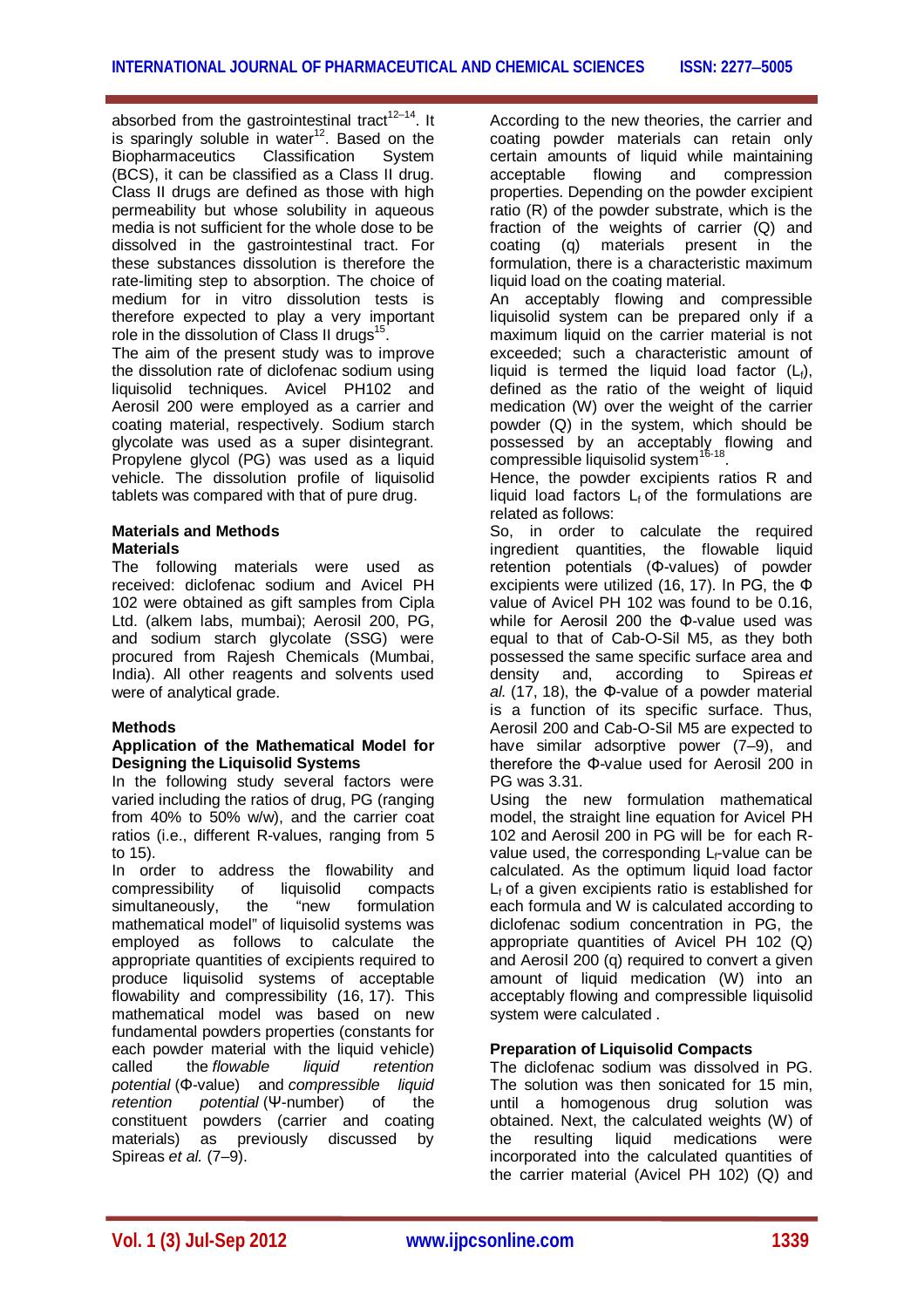absorbed from the gastrointestinal tract[12–14]. It is sparingly soluble in water[12]. Based on the Biopharmaceutics Classification System (BCS), it can be classified as a Class II drug. Class II drugs are defined as those with high permeability but whose solubility in aqueous media is not sufficient for the whole dose to be dissolved in the gastrointestinal tract. For these substances dissolution is therefore the rate-limiting step to absorption. The choice of medium for in vitro dissolution tests is therefore expected to play a very important role in the dissolution of Class II drugs[15].

The aim of the present study was to improve the dissolution rate of diclofenac sodium using liquisolid techniques. Avicel PH102 and Aerosil 200 were employed as a carrier and coating material, respectively. Sodium starch glycolate was used as a super disintegrant. Propylene glycol (PG) was used as a liquid vehicle. The dissolution profile of liquisolid tablets was compared with that of pure drug.

## Materials and Methods

### Materials

The following materials were used as received: diclofenac sodium and Avicel PH 102 were obtained as gift samples from Cipla Ltd. (alkem labs, mumbai); Aerosil 200, PG, and sodium starch glycolate (SSG) were procured from Rajesh Chemicals (Mumbai, India). All other reagents and solvents used were of analytical grade.

### Methods

#### Application of the Mathematical Model for Designing the Liquisolid Systems

In the following study several factors were varied including the ratios of drug, PG (ranging from 40% to 50% w/w), and the carrier coat ratios (i.e., different R-values, ranging from 5 to 15).

In order to address the flowability and compressibility of liquisolid compacts simultaneously, the "new formulation mathematical model" of liquisolid systems was employed as follows to calculate the appropriate quantities of excipients required to produce liquisolid systems of acceptable flowability and compressibility (16, 17). This mathematical model was based on new fundamental powders properties (constants for each powder material with the liquid vehicle) called the *flowable liquid retention potential* (Φ-value) and *compressible liquid retention potential* (Ψ-number) of the constituent powders (carrier and coating materials) as previously discussed by Spireas *et al.* (7–9).

According to the new theories, the carrier and coating powder materials can retain only certain amounts of liquid while maintaining acceptable flowing and compression properties. Depending on the powder excipient ratio (R) of the powder substrate, which is the fraction of the weights of carrier (Q) and coating (q) materials present in the formulation, there is a characteristic maximum liquid load on the coating material.

An acceptably flowing and compressible liquisolid system can be prepared only if a maximum liquid on the carrier material is not exceeded; such a characteristic amount of liquid is termed the liquid load factor ($L_f$), defined as the ratio of the weight of liquid medication (W) over the weight of the carrier powder (Q) in the system, which should be possessed by an acceptably flowing and compressible liquisolid system[16-18].

Hence, the powder excipients ratios R and liquid load factors $L_f$ of the formulations are related as follows:

So, in order to calculate the required ingredient quantities, the flowable liquid retention potentials (Φ-values) of powder excipients were utilized (16, 17). In PG, the Φ value of Avicel PH 102 was found to be 0.16, while for Aerosil 200 the Φ-value used was equal to that of Cab-O-Sil M5, as they both possessed the same specific surface area and density and, according to Spireas *et al.* (17, 18), the Φ-value of a powder material is a function of its specific surface. Thus, Aerosil 200 and Cab-O-Sil M5 are expected to have similar adsorptive power (7–9), and therefore the Φ-value used for Aerosil 200 in PG was 3.31.

Using the new formulation mathematical model, the straight line equation for Avicel PH 102 and Aerosil 200 in PG will be for each R-value used, the corresponding $L_f$-value can be calculated. As the optimum liquid load factor $L_f$ of a given excipients ratio is established for each formula and W is calculated according to diclofenac sodium concentration in PG, the appropriate quantities of Avicel PH 102 (Q) and Aerosil 200 (q) required to convert a given amount of liquid medication (W) into an acceptably flowing and compressible liquisolid system were calculated .

#### Preparation of Liquisolid Compacts

The diclofenac sodium was dissolved in PG. The solution was then sonicated for 15 min, until a homogenous drug solution was obtained. Next, the calculated weights (W) of the resulting liquid medications were incorporated into the calculated quantities of the carrier material (Avicel PH 102) (Q) and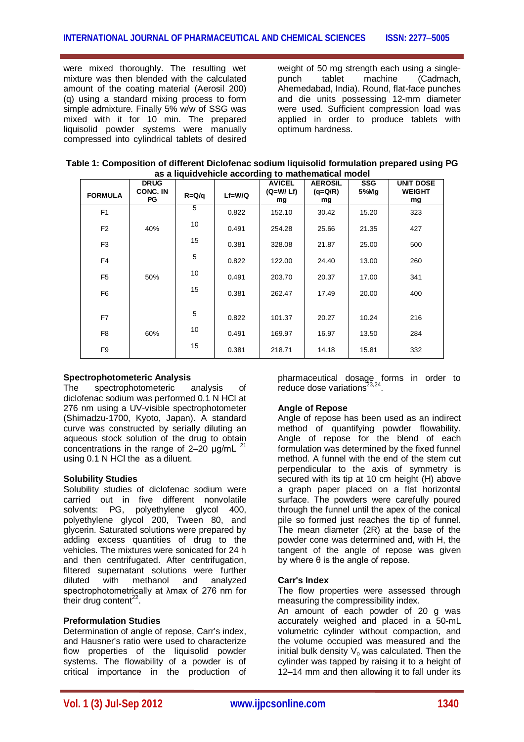were mixed thoroughly. The resulting wet mixture was then blended with the calculated amount of the coating material (Aerosil 200) (q) using a standard mixing process to form simple admixture. Finally 5% w/w of SSG was mixed with it for 10 min. The prepared liquisolid powder systems were manually compressed into cylindrical tablets of desired weight of 50 mg strength each using a single-punch tablet machine (Cadmach, Ahemedabad, India). Round, flat-face punches and die units possessing 12-mm diameter were used. Sufficient compression load was applied in order to produce tablets with optimum hardness.

**Table 1: Composition of different Diclofenac sodium liquisolid formulation prepared using PG as a liquidvehicle according to mathematical model**

| FORMULA | DRUG CONC. IN PG | R=Q/q | Lf=W/Q | AVICEL (Q=W/ Lf) mg | AEROSIL (q=Q/R) mg | SSG 5%Mg | UNIT DOSE WEIGHT mg |
|---|---|---|---|---|---|---|---|
| F1 | 40% | 5 | 0.822 | 152.10 | 30.42 | 15.20 | 323 |
| F2 | | 10 | 0.491 | 254.28 | 25.66 | 21.35 | 427 |
| F3 | | 15 | 0.381 | 328.08 | 21.87 | 25.00 | 500 |
| F4 | 50% | 5 | 0.822 | 122.00 | 24.40 | 13.00 | 260 |
| F5 | | 10 | 0.491 | 203.70 | 20.37 | 17.00 | 341 |
| F6 | | 15 | 0.381 | 262.47 | 17.49 | 20.00 | 400 |
| F7 | 60% | 5 | 0.822 | 101.37 | 20.27 | 10.24 | 216 |
| F8 | | 10 | 0.491 | 169.97 | 16.97 | 13.50 | 284 |
| F9 | | 15 | 0.381 | 218.71 | 14.18 | 15.81 | 332 |

### Spectrophotometeric Analysis

The spectrophotometeric analysis of diclofenac sodium was performed 0.1 N HCl at 276 nm using a UV-visible spectrophotometer (Shimadzu-1700, Kyoto, Japan). A standard curve was constructed by serially diluting an aqueous stock solution of the drug to obtain concentrations in the range of 2–20 μg/mL [21] using 0.1 N HCl the as a diluent.

### Solubility Studies

Solubility studies of diclofenac sodium were carried out in five different nonvolatile solvents: PG, polyethylene glycol 400, polyethylene glycol 200, Tween 80, and glycerin. Saturated solutions were prepared by adding excess quantities of drug to the vehicles. The mixtures were sonicated for 24 h and then centrifugated. After centrifugation, filtered supernatant solutions were further diluted with methanol and analyzed spectrophotometrically at λmax of 276 nm for their drug content[22].

### Preformulation Studies

Determination of angle of repose, Carr's index, and Hausner's ratio were used to characterize flow properties of the liquisolid powder systems. The flowability of a powder is of critical importance in the production of pharmaceutical dosage forms in order to reduce dose variations[23,24].

### Angle of Repose

Angle of repose has been used as an indirect method of quantifying powder flowability. Angle of repose for the blend of each formulation was determined by the fixed funnel method. A funnel with the end of the stem cut perpendicular to the axis of symmetry is secured with its tip at 10 cm height (H) above a graph paper placed on a flat horizontal surface. The powders were carefully poured through the funnel until the apex of the conical pile so formed just reaches the tip of funnel. The mean diameter (2R) at the base of the powder cone was determined and, with H, the tangent of the angle of repose was given by where θ is the angle of repose.

### Carr's Index

The flow properties were assessed through measuring the compressibility index.

An amount of each powder of 20 g was accurately weighed and placed in a 50-mL volumetric cylinder without compaction, and the volume occupied was measured and the initial bulk density $V_o$ was calculated. Then the cylinder was tapped by raising it to a height of 12–14 mm and then allowing it to fall under its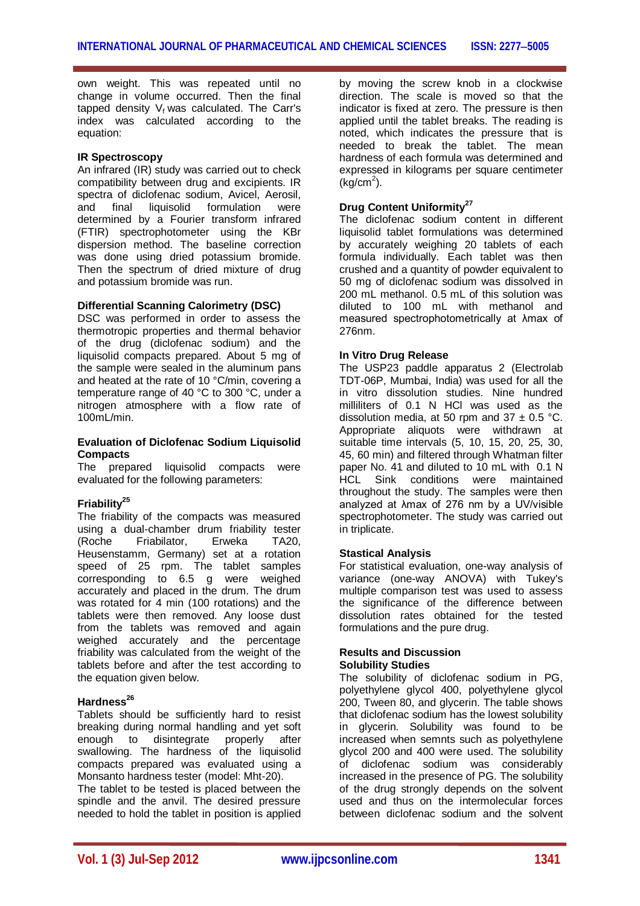own weight. This was repeated until no change in volume occurred. Then the final tapped density $V_f$ was calculated. The Carr's index was calculated according to the equation:

**IR Spectroscopy**

An infrared (IR) study was carried out to check compatibility between drug and excipients. IR spectra of diclofenac sodium, Avicel, Aerosil, and final liquisolid formulation were determined by a Fourier transform infrared (FTIR) spectrophotometer using the KBr dispersion method. The baseline correction was done using dried potassium bromide. Then the spectrum of dried mixture of drug and potassium bromide was run.

**Differential Scanning Calorimetry (DSC)**

DSC was performed in order to assess the thermotropic properties and thermal behavior of the drug (diclofenac sodium) and the liquisolid compacts prepared. About 5 mg of the sample were sealed in the aluminum pans and heated at the rate of 10 °C/min, covering a temperature range of 40 °C to 300 °C, under a nitrogen atmosphere with a flow rate of 100mL/min.

**Evaluation of Diclofenac Sodium Liquisolid Compacts**

The prepared liquisolid compacts were evaluated for the following parameters:

**Friability[25]**

The friability of the compacts was measured using a dual-chamber drum friability tester (Roche Friabilator, Erweka TA20, Heusenstamm, Germany) set at a rotation speed of 25 rpm. The tablet samples corresponding to 6.5 g were weighed accurately and placed in the drum. The drum was rotated for 4 min (100 rotations) and the tablets were then removed. Any loose dust from the tablets was removed and again weighed accurately and the percentage friability was calculated from the weight of the tablets before and after the test according to the equation given below.

**Hardness[26]**

Tablets should be sufficiently hard to resist breaking during normal handling and yet soft enough to disintegrate properly after swallowing. The hardness of the liquisolid compacts prepared was evaluated using a Monsanto hardness tester (model: Mht-20).

The tablet to be tested is placed between the spindle and the anvil. The desired pressure needed to hold the tablet in position is applied by moving the screw knob in a clockwise direction. The scale is moved so that the indicator is fixed at zero. The pressure is then applied until the tablet breaks. The reading is noted, which indicates the pressure that is needed to break the tablet. The mean hardness of each formula was determined and expressed in kilograms per square centimeter ($kg/cm^2$).

**Drug Content Uniformity[27]**

The diclofenac sodium content in different liquisolid tablet formulations was determined by accurately weighing 20 tablets of each formula individually. Each tablet was then crushed and a quantity of powder equivalent to 50 mg of diclofenac sodium was dissolved in 200 mL methanol. 0.5 mL of this solution was diluted to 100 mL with methanol and measured spectrophotometrically at λmax of 276nm.

**In Vitro Drug Release**

The USP23 paddle apparatus 2 (Electrolab TDT-06P, Mumbai, India) was used for all the in vitro dissolution studies. Nine hundred milliliters of 0.1 N HCl was used as the dissolution media, at 50 rpm and 37 ± 0.5 °C. Appropriate aliquots were withdrawn at suitable time intervals (5, 10, 15, 20, 25, 30, 45, 60 min) and filtered through Whatman filter paper No. 41 and diluted to 10 mL with 0.1 N HCL Sink conditions were maintained throughout the study. The samples were then analyzed at λmax of 276 nm by a UV/visible spectrophotometer. The study was carried out in triplicate.

**Stastical Analysis**

For statistical evaluation, one-way analysis of variance (one-way ANOVA) with Tukey's multiple comparison test was used to assess the significance of the difference between dissolution rates obtained for the tested formulations and the pure drug.

**Results and Discussion**

**Solubility Studies**

The solubility of diclofenac sodium in PG, polyethylene glycol 400, polyethylene glycol 200, Tween 80, and glycerin. The table shows that diclofenac sodium has the lowest solubility in glycerin. Solubility was found to be increased when semnts such as polyethylene glycol 200 and 400 were used. The solubility of diclofenac sodium was considerably increased in the presence of PG. The solubility of the drug strongly depends on the solvent used and thus on the intermolecular forces between diclofenac sodium and the solvent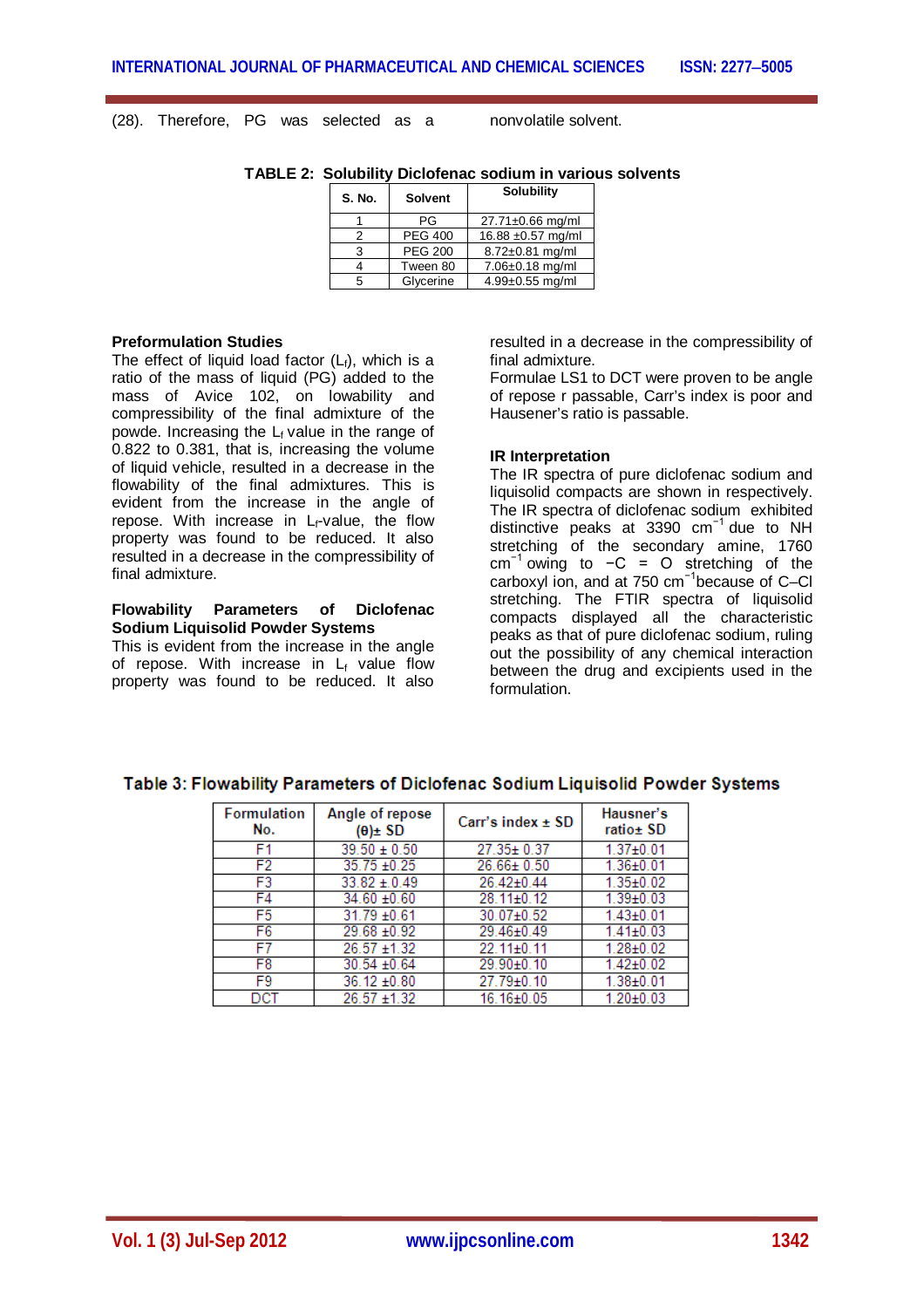(28). Therefore, PG was selected as a nonvolatile solvent.

**TABLE 2: Solubility Diclofenac sodium in various solvents**

| S. No. | Solvent | Solubility |
|---|---|---|
| 1 | PG | 27.71±0.66 mg/ml |
| 2 | PEG 400 | 16.88 ±0.57 mg/ml |
| 3 | PEG 200 | 8.72±0.81 mg/ml |
| 4 | Tween 80 | 7.06±0.18 mg/ml |
| 5 | Glycerine | 4.99±0.55 mg/ml |

### Preformulation Studies

The effect of liquid load factor ($L_f$), which is a ratio of the mass of liquid (PG) added to the mass of Avice 102, on lowability and compressibility of the final admixture of the powde. Increasing the $L_f$ value in the range of 0.822 to 0.381, that is, increasing the volume of liquid vehicle, resulted in a decrease in the flowability of the final admixtures. This is evident from the increase in the angle of repose. With increase in $L_f$-value, the flow property was found to be reduced. It also resulted in a decrease in the compressibility of final admixture.

### Flowability Parameters of Diclofenac Sodium Liquisolid Powder Systems

This is evident from the increase in the angle of repose. With increase in $L_f$ value flow property was found to be reduced. It also resulted in a decrease in the compressibility of final admixture.

Formulae LS1 to DCT were proven to be angle of repose r passable, Carr's index is poor and Hausener's ratio is passable.

### IR Interpretation

The IR spectra of pure diclofenac sodium and liquisolid compacts are shown in respectively. The IR spectra of diclofenac sodium exhibited distinctive peaks at 3390 $cm^{-1}$ due to NH stretching of the secondary amine, 1760 $cm^{-1}$ owing to −C = O stretching of the carboxyl ion, and at 750 $cm^{-1}$because of C–Cl stretching. The FTIR spectra of liquisolid compacts displayed all the characteristic peaks as that of pure diclofenac sodium, ruling out the possibility of any chemical interaction between the drug and excipients used in the formulation.

**Table 3: Flowability Parameters of Diclofenac Sodium Liquisolid Powder Systems**

| Formulation No. | Angle of repose (θ)± SD | Carr's index ± SD | Hausner's ratio± SD |
|---|---|---|---|
| F1 | 39.50 ± 0.50 | 27.35± 0.37 | 1.37±0.01 |
| F2 | 35.75 ±0.25 | 26.66± 0.50 | 1.36±0.01 |
| F3 | 33.82 ± 0.49 | 26.42±0.44 | 1.35±0.02 |
| F4 | 34.60 ±0.60 | 28.11±0.12 | 1.39±0.03 |
| F5 | 31.79 ±0.61 | 30.07±0.52 | 1.43±0.01 |
| F6 | 29.68 ±0.92 | 29.46±0.49 | 1.41±0.03 |
| F7 | 26.57 ±1.32 | 22.11±0.11 | 1.28±0.02 |
| F8 | 30.54 ±0.64 | 29.90±0.10 | 1.42±0.02 |
| F9 | 36.12 ±0.80 | 27.79±0.10 | 1.38±0.01 |
| DCT | 26.57 ±1.32 | 16.16±0.05 | 1.20±0.03 |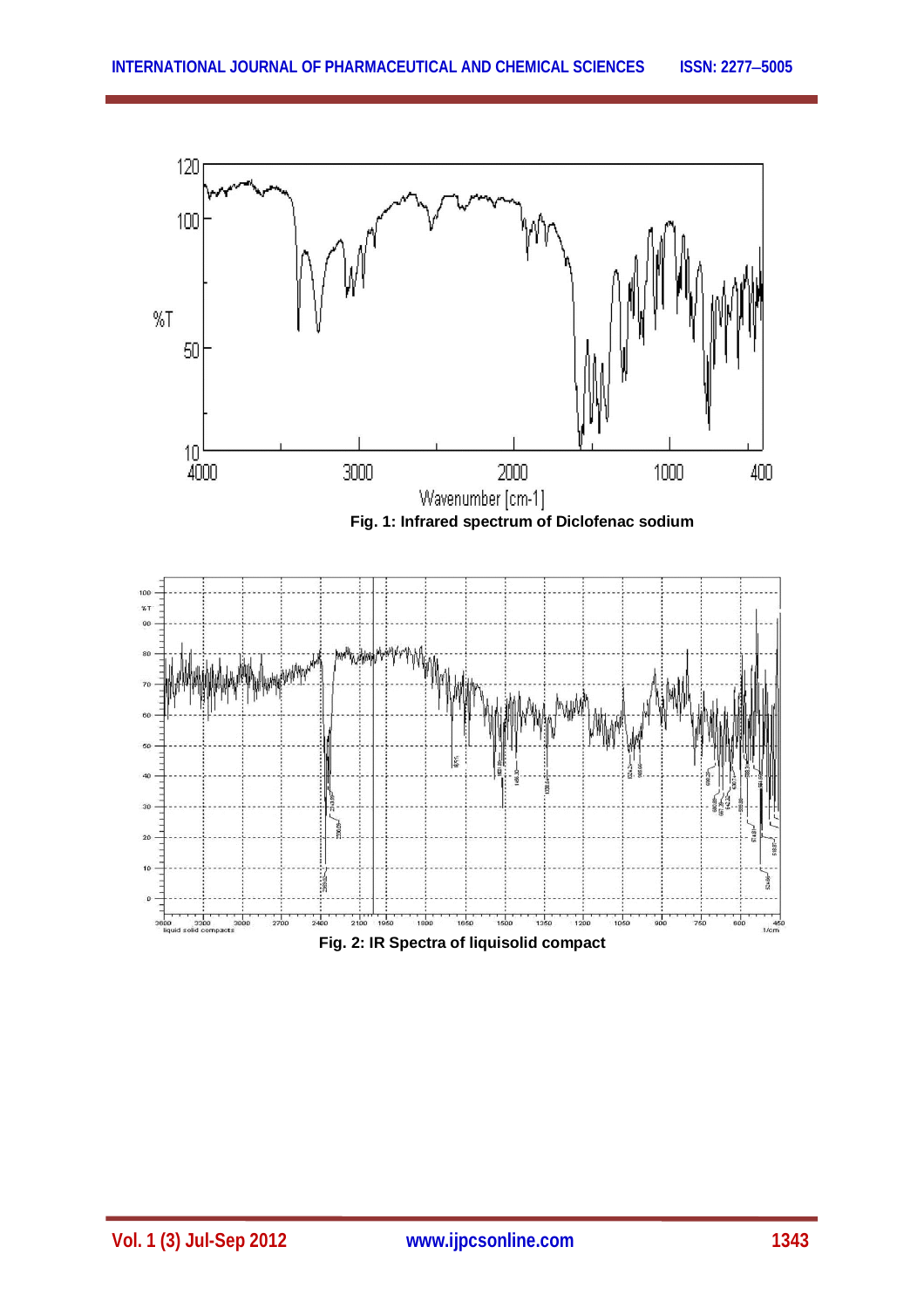Fig. 1: Infrared spectrum of Diclofenac sodium

Fig. 2: IR Spectra of liquisolid compact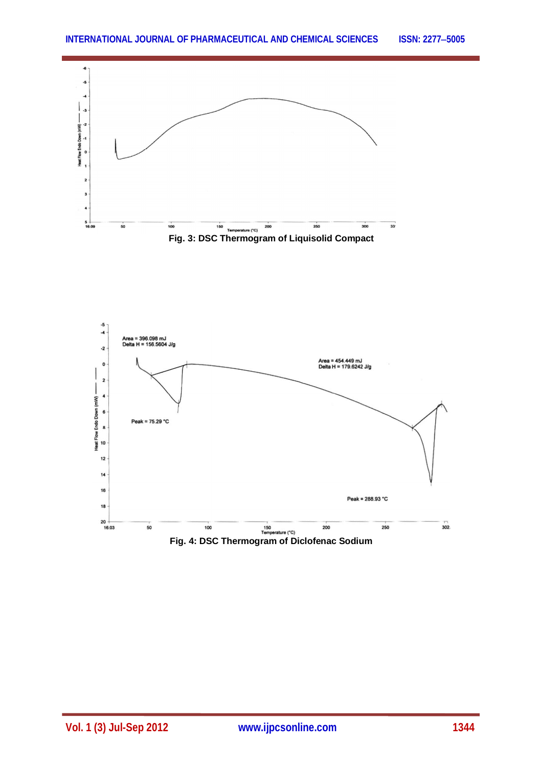Fig. 3: DSC Thermogram of Liquisolid Compact

Fig. 4: DSC Thermogram of Diclofenac Sodium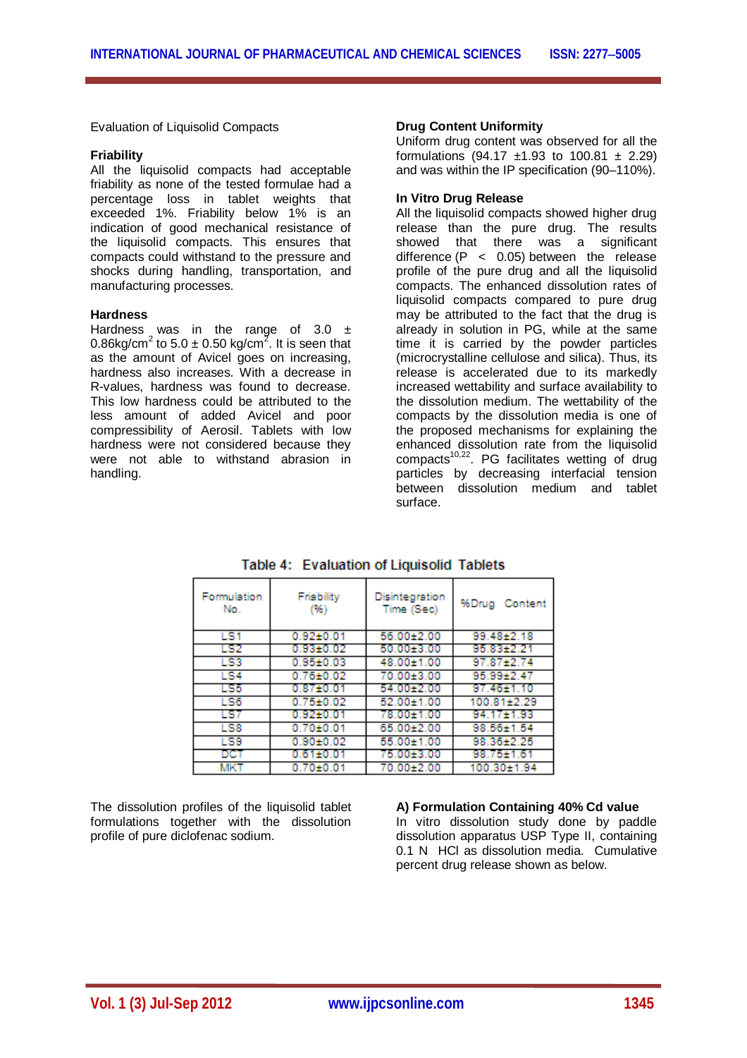Evaluation of Liquisolid Compacts

### Friability

All the liquisolid compacts had acceptable friability as none of the tested formulae had a percentage loss in tablet weights that exceeded 1%. Friability below 1% is an indication of good mechanical resistance of the liquisolid compacts. This ensures that compacts could withstand to the pressure and shocks during handling, transportation, and manufacturing processes.

### Hardness

Hardness was in the range of 3.0 ± 0.86kg/cm$^2$ to 5.0 ± 0.50 kg/cm$^2$. It is seen that as the amount of Avicel goes on increasing, hardness also increases. With a decrease in R-values, hardness was found to decrease. This low hardness could be attributed to the less amount of added Avicel and poor compressibility of Aerosil. Tablets with low hardness were not considered because they were not able to withstand abrasion in handling.

### Drug Content Uniformity

Uniform drug content was observed for all the formulations (94.17 ±1.93 to 100.81 ± 2.29) and was within the IP specification (90–110%).

### In Vitro Drug Release

All the liquisolid compacts showed higher drug release than the pure drug. The results showed that there was a significant difference ($P < 0.05$) between the release profile of the pure drug and all the liquisolid compacts. The enhanced dissolution rates of liquisolid compacts compared to pure drug may be attributed to the fact that the drug is already in solution in PG, while at the same time it is carried by the powder particles (microcrystalline cellulose and silica). Thus, its release is accelerated due to its markedly increased wettability and surface availability to the dissolution medium. The wettability of the compacts by the dissolution media is one of the proposed mechanisms for explaining the enhanced dissolution rate from the liquisolid compacts[10,22]. PG facilitates wetting of drug particles by decreasing interfacial tension between dissolution medium and tablet surface.

Table 4: Evaluation of Liquisolid Tablets

| Formulation No. | Friability (%) | Disintegration Time (Sec) | %Drug Content |
|---|---|---|---|
| LS1 | 0.92±0.01 | 56.00±2.00 | 99.48±2.18 |
| LS2 | 0.93±0.02 | 50.00±3.00 | 95.83±2.21 |
| LS3 | 0.95±0.03 | 48.00±1.00 | 97.87±2.74 |
| LS4 | 0.76±0.02 | 70.00±3.00 | 95.99±2.47 |
| LS5 | 0.87±0.01 | 54.00±2.00 | 97.46±1.10 |
| LS6 | 0.75±0.02 | 52.00±1.00 | 100.81±2.29 |
| LS7 | 0.92±0.01 | 78.00±1.00 | 94.17±1.93 |
| LS8 | 0.70±0.01 | 65.00±2.00 | 98.56±1.54 |
| LS9 | 0.90±0.02 | 55.00±1.00 | 98.36±2.25 |
| DCT | 0.61±0.01 | 75.00±3.00 | 98.75±1.61 |
| MKT | 0.70±0.01 | 70.00±2.00 | 100.30±1.94 |

The dissolution profiles of the liquisolid tablet formulations together with the dissolution profile of pure diclofenac sodium.

### A) Formulation Containing 40% Cd value

In vitro dissolution study done by paddle dissolution apparatus USP Type II, containing 0.1 N HCl as dissolution media. Cumulative percent drug release shown as below.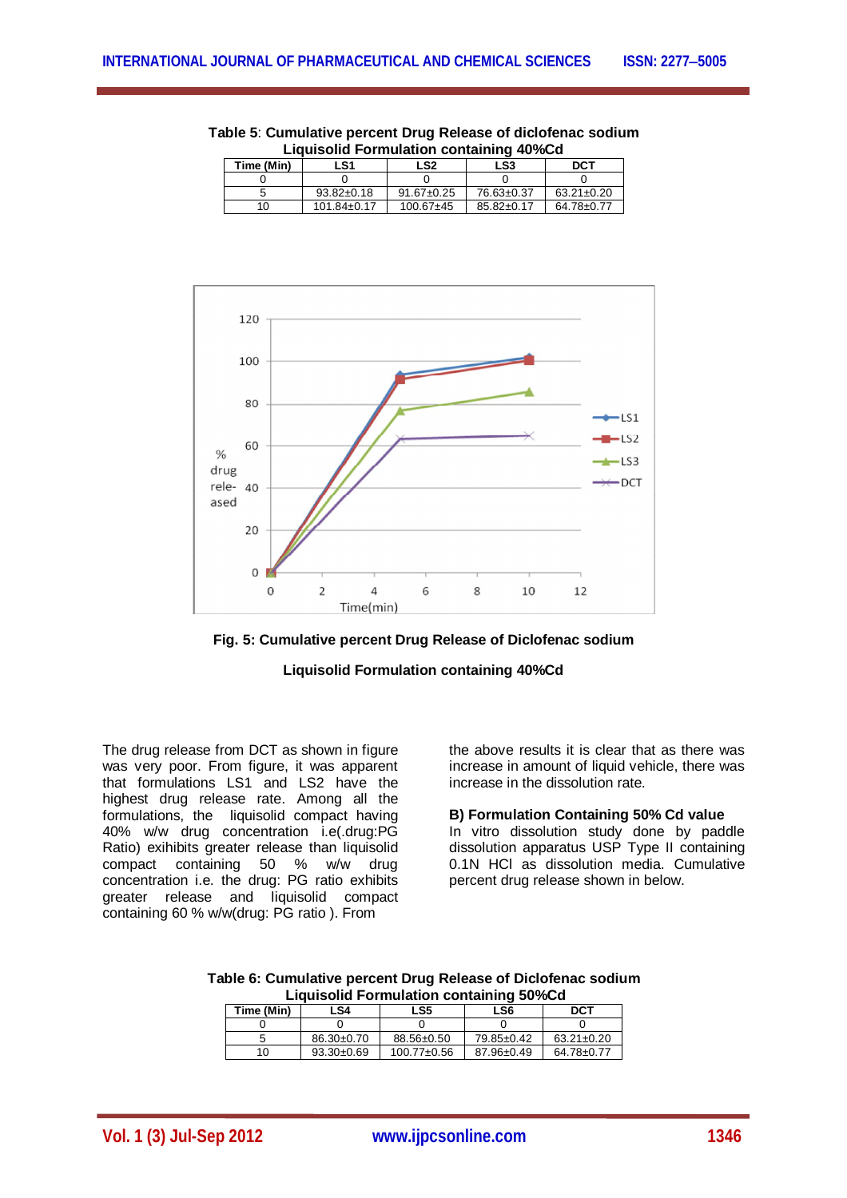**Table 5**: **Cumulative percent Drug Release of diclofenac sodium Liquisolid Formulation containing 40%Cd**

| Time (Min) | LS1 | LS2 | LS3 | DCT |
|---|---|---|---|---|
| 0 | 0 | 0 | 0 | 0 |
| 5 | 93.82±0.18 | 91.67±0.25 | 76.63±0.37 | 63.21±0.20 |
| 10 | 101.84±0.17 | 100.67±45 | 85.82±0.17 | 64.78±0.77 |

**Fig. 5: Cumulative percent Drug Release of Diclofenac sodium Liquisolid Formulation containing 40%Cd**

The drug release from DCT as shown in figure was very poor. From figure, it was apparent that formulations LS1 and LS2 have the highest drug release rate. Among all the formulations, the liquisolid compact having 40% w/w drug concentration i.e(.drug:PG Ratio) exihibits greater release than liquisolid compact containing 50 % w/w drug concentration i.e. the drug: PG ratio exhibits greater release and liquisolid compact containing 60 % w/w(drug: PG ratio ). From the above results it is clear that as there was increase in amount of liquid vehicle, there was increase in the dissolution rate.

**B) Formulation Containing 50% Cd value**

In vitro dissolution study done by paddle dissolution apparatus USP Type II containing 0.1N HCl as dissolution media. Cumulative percent drug release shown in below.

**Table 6: Cumulative percent Drug Release of Diclofenac sodium Liquisolid Formulation containing 50%Cd**

| Time (Min) | LS4 | LS5 | LS6 | DCT |
|---|---|---|---|---|
| 0 | 0 | 0 | 0 | 0 |
| 5 | 86.30±0.70 | 88.56±0.50 | 79.85±0.42 | 63.21±0.20 |
| 10 | 93.30±0.69 | 100.77±0.56 | 87.96±0.49 | 64.78±0.77 |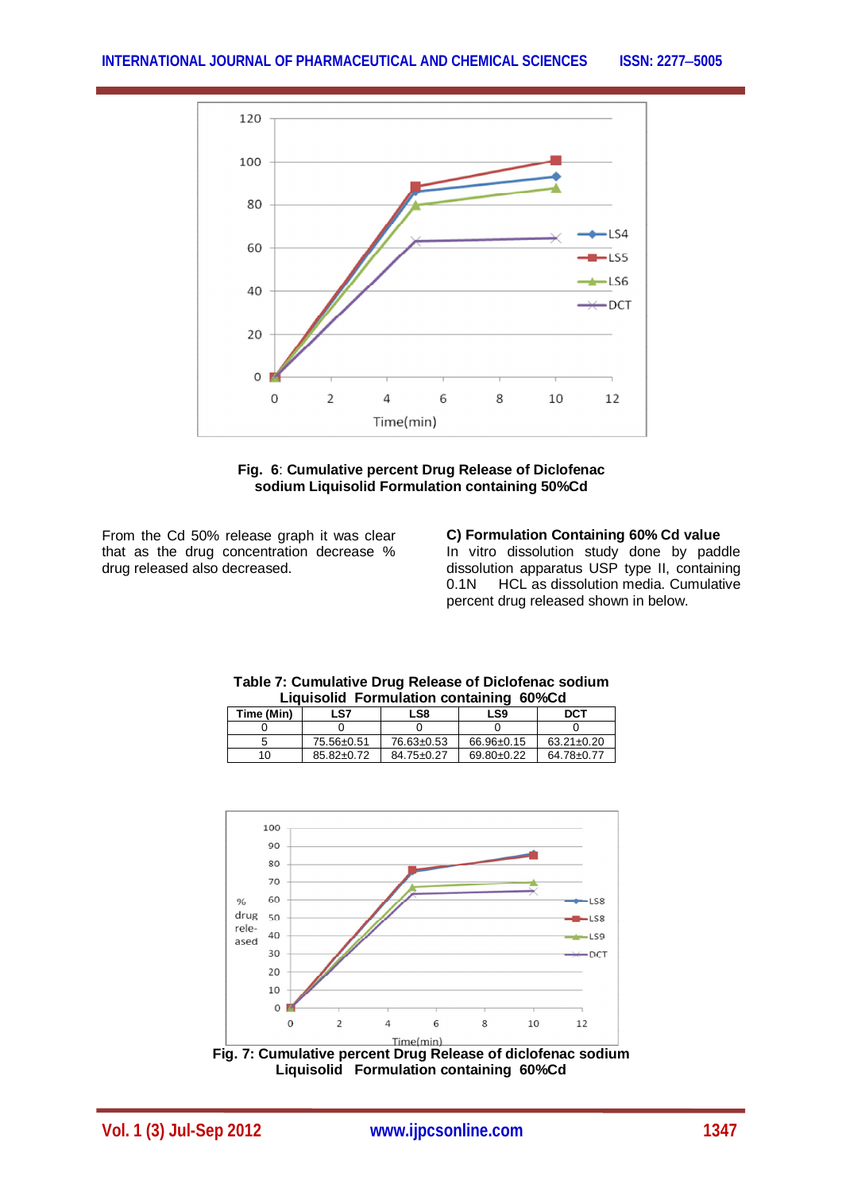**Fig. 6**: **Cumulative percent Drug Release of Diclofenac sodium Liquisolid Formulation containing 50%Cd**

From the Cd 50% release graph it was clear that as the drug concentration decrease % drug released also decreased.

### C) Formulation Containing 60% Cd value

In vitro dissolution study done by paddle dissolution apparatus USP type II, containing 0.1N HCL as dissolution media. Cumulative percent drug released shown in below.

**Table 7: Cumulative Drug Release of Diclofenac sodium Liquisolid Formulation containing 60%Cd**

| Time (Min) | LS7 | LS8 | LS9 | DCT |
|---|---|---|---|---|
| 0 | 0 | 0 | 0 | 0 |
| 5 | 75.56±0.51 | 76.63±0.53 | 66.96±0.15 | 63.21±0.20 |
| 10 | 85.82±0.72 | 84.75±0.27 | 69.80±0.22 | 64.78±0.77 |

**Fig. 7: Cumulative percent Drug Release of diclofenac sodium Liquisolid Formulation containing 60%Cd**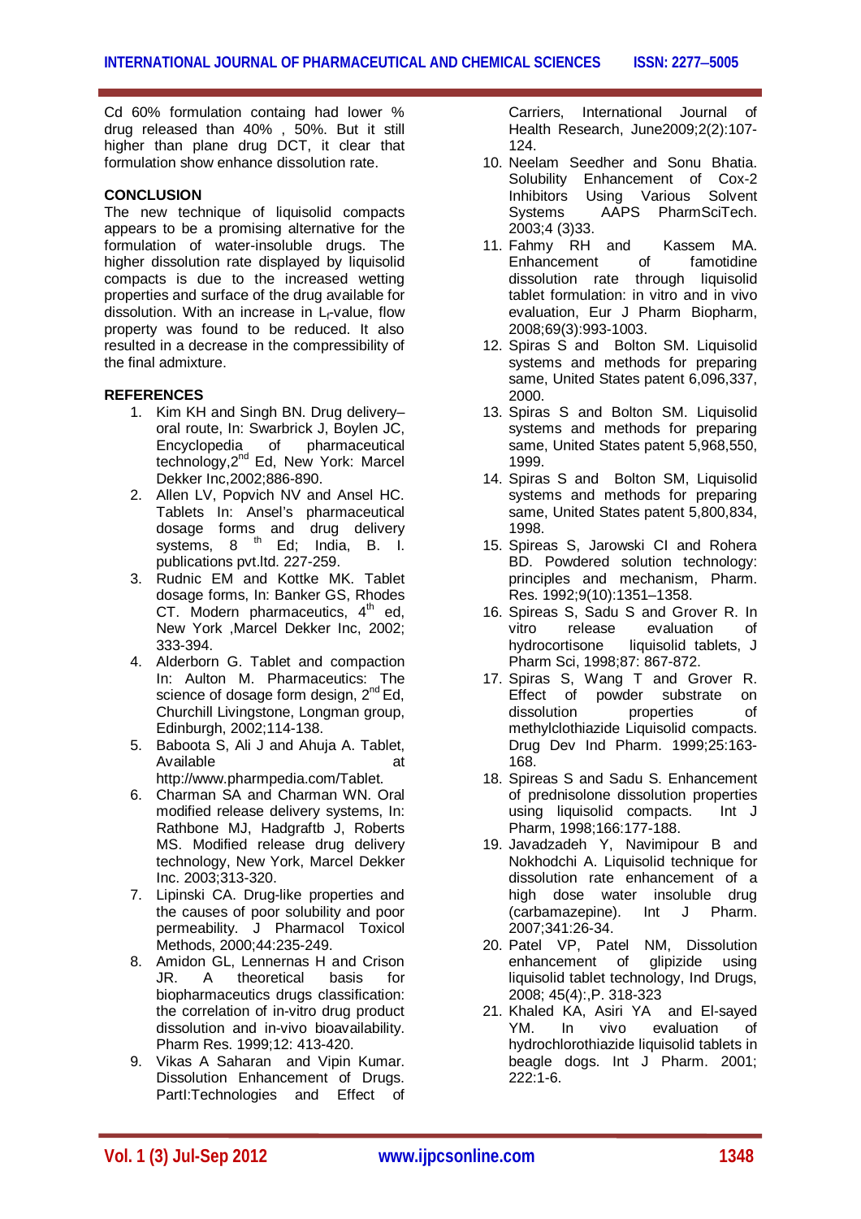Cd 60% formulation containg had lower % drug released than 40% , 50%. But it still higher than plane drug DCT, it clear that formulation show enhance dissolution rate.

## CONCLUSION

The new technique of liquisolid compacts appears to be a promising alternative for the formulation of water-insoluble drugs. The higher dissolution rate displayed by liquisolid compacts is due to the increased wetting properties and surface of the drug available for dissolution. With an increase in $L_f$-value, flow property was found to be reduced. It also resulted in a decrease in the compressibility of the final admixture.

## REFERENCES

1. Kim KH and Singh BN. Drug delivery–oral route, In: Swarbrick J, Boylen JC, Encyclopedia of pharmaceutical technology,2nd Ed, New York: Marcel Dekker Inc,2002;886-890.
2. Allen LV, Popvich NV and Ansel HC. Tablets In: Ansel's pharmaceutical dosage forms and drug delivery systems, 8 th Ed; India, B. I. publications pvt.ltd. 227-259.
3. Rudnic EM and Kottke MK. Tablet dosage forms, In: Banker GS, Rhodes CT. Modern pharmaceutics, 4th ed, New York ,Marcel Dekker Inc, 2002; 333-394.
4. Alderborn G. Tablet and compaction In: Aulton M. Pharmaceutics: The science of dosage form design, 2nd Ed, Churchill Livingstone, Longman group, Edinburgh, 2002;114-138.
5. Baboota S, Ali J and Ahuja A. Tablet, Available at http://www.pharmpedia.com/Tablet.
6. Charman SA and Charman WN. Oral modified release delivery systems, In: Rathbone MJ, Hadgraftb J, Roberts MS. Modified release drug delivery technology, New York, Marcel Dekker Inc. 2003;313-320.
7. Lipinski CA. Drug-like properties and the causes of poor solubility and poor permeability. J Pharmacol Toxicol Methods, 2000;44:235-249.
8. Amidon GL, Lennernas H and Crison JR. A theoretical basis for biopharmaceutics drugs classification: the correlation of in-vitro drug product dissolution and in-vivo bioavailability. Pharm Res. 1999;12: 413-420.
9. Vikas A Saharan and Vipin Kumar. Dissolution Enhancement of Drugs. PartI:Technologies and Effect of Carriers, International Journal of Health Research, June2009;2(2):107-124.
10. Neelam Seedher and Sonu Bhatia. Solubility Enhancement of Cox-2 Inhibitors Using Various Solvent Systems AAPS PharmSciTech. 2003;4 (3)33.
11. Fahmy RH and Kassem MA. Enhancement of famotidine dissolution rate through liquisolid tablet formulation: in vitro and in vivo evaluation, Eur J Pharm Biopharm, 2008;69(3):993-1003.
12. Spiras S and Bolton SM. Liquisolid systems and methods for preparing same, United States patent 6,096,337, 2000.
13. Spiras S and Bolton SM. Liquisolid systems and methods for preparing same, United States patent 5,968,550, 1999.
14. Spiras S and Bolton SM, Liquisolid systems and methods for preparing same, United States patent 5,800,834, 1998.
15. Spireas S, Jarowski CI and Rohera BD. Powdered solution technology: principles and mechanism, Pharm. Res. 1992;9(10):1351–1358.
16. Spireas S, Sadu S and Grover R. In vitro release evaluation of hydrocortisone liquisolid tablets, J Pharm Sci, 1998;87: 867-872.
17. Spiras S, Wang T and Grover R. Effect of powder substrate on dissolution properties of methylclothiazide Liquisolid compacts. Drug Dev Ind Pharm. 1999;25:163-168.
18. Spireas S and Sadu S. Enhancement of prednisolone dissolution properties using liquisolid compacts. Int J Pharm, 1998;166:177-188.
19. Javadzadeh Y, Navimipour B and Nokhodchi A. Liquisolid technique for dissolution rate enhancement of a high dose water insoluble drug (carbamazepine). Int J Pharm. 2007;341:26-34.
20. Patel VP, Patel NM, Dissolution enhancement of glipizide using liquisolid tablet technology, Ind Drugs, 2008; 45(4):,P. 318-323
21. Khaled KA, Asiri YA and El-sayed YM. In vivo evaluation of hydrochlorothiazide liquisolid tablets in beagle dogs. Int J Pharm. 2001; 222:1-6.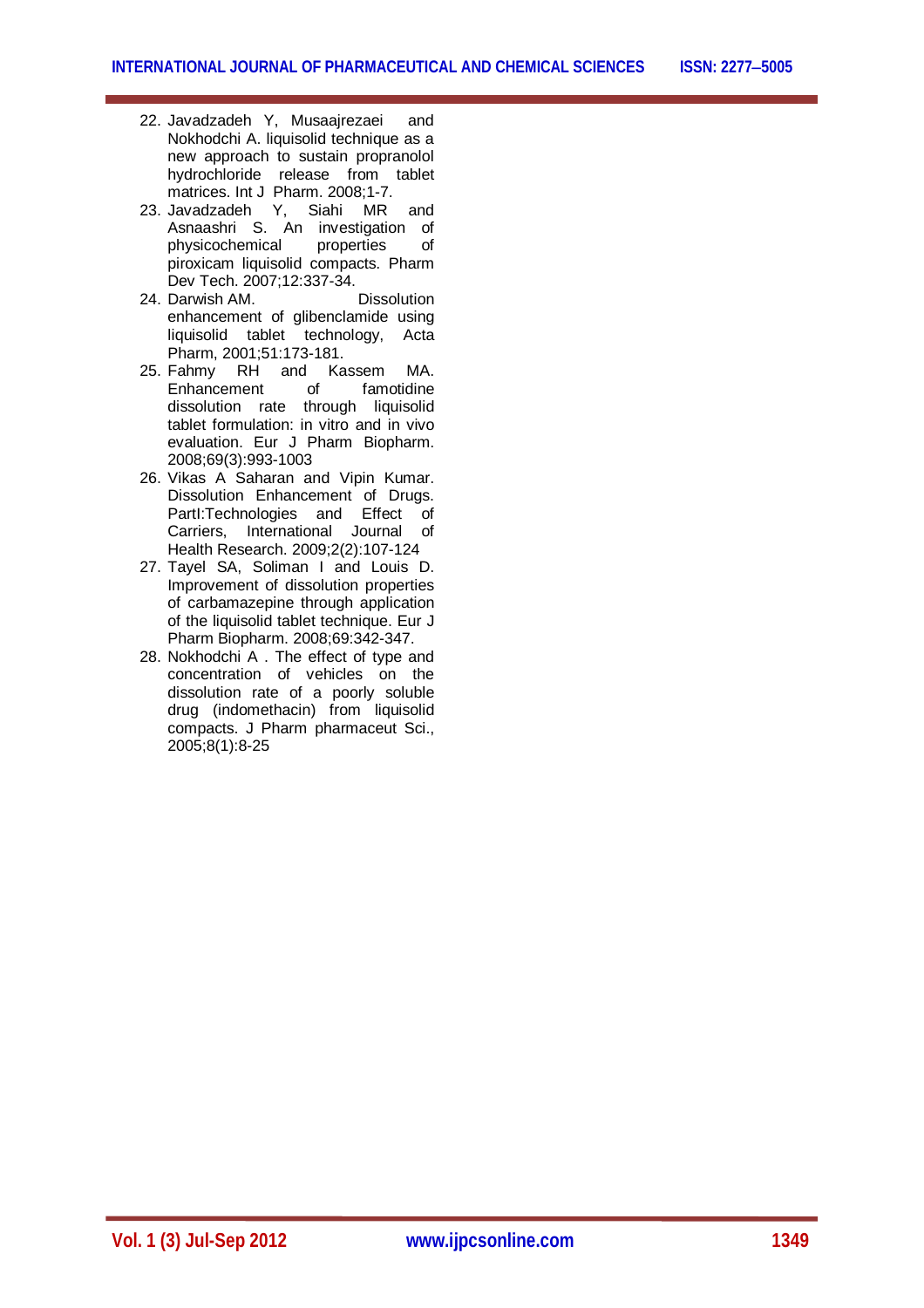22. Javadzadeh Y, Musaajrezaei and Nokhodchi A. liquisolid technique as a new approach to sustain propranolol hydrochloride release from tablet matrices. Int J Pharm. 2008;1-7.
23. Javadzadeh Y, Siahi MR and Asnaashri S. An investigation of physicochemical properties of piroxicam liquisolid compacts. Pharm Dev Tech. 2007;12:337-34.
24. Darwish AM. Dissolution enhancement of glibenclamide using liquisolid tablet technology, Acta Pharm, 2001;51:173-181.
25. Fahmy RH and Kassem MA. Enhancement of famotidine dissolution rate through liquisolid tablet formulation: in vitro and in vivo evaluation. Eur J Pharm Biopharm. 2008;69(3):993-1003
26. Vikas A Saharan and Vipin Kumar. Dissolution Enhancement of Drugs. PartI:Technologies and Effect of Carriers, International Journal of Health Research. 2009;2(2):107-124
27. Tayel SA, Soliman I and Louis D. Improvement of dissolution properties of carbamazepine through application of the liquisolid tablet technique. Eur J Pharm Biopharm. 2008;69:342-347.
28. Nokhodchi A . The effect of type and concentration of vehicles on the dissolution rate of a poorly soluble drug (indomethacin) from liquisolid compacts. J Pharm pharmaceut Sci., 2005;8(1):8-25